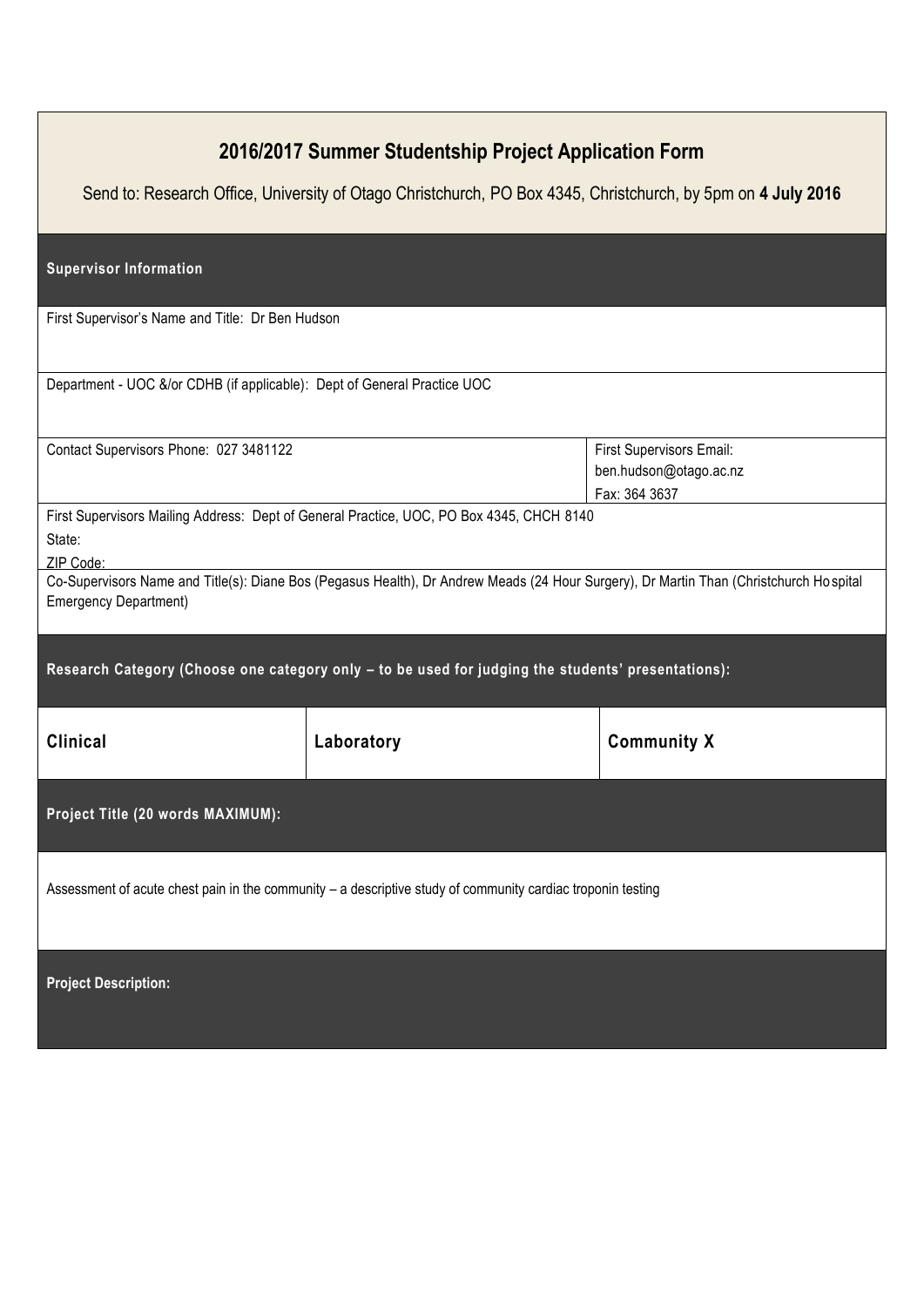# 2016/2017 Summer Studentship Project Application Form

Send to: Research Office, University of Otago Christchurch, PO Box 4345, Christchurch, by 5pm on **4 July 2016**

## Supervisor Information

First Supervisor's Name and Title: Dr Ben Hudson

Department - UOC &/or CDHB (if applicable): Dept of General Practice UOC

| Contact Supervisors Phone: 027 3481122 | First Supervisors Email: ben.hudson@otago.ac.nz<br>Fax: 364 3637 |
|---|---|

First Supervisors Mailing Address: Dept of General Practice, UOC, PO Box 4345, CHCH 8140

State:

ZIP Code:

Co-Supervisors Name and Title(s): Diane Bos (Pegasus Health), Dr Andrew Meads (24 Hour Surgery), Dr Martin Than (Christchurch Hospital Emergency Department)

## Research Category (Choose one category only – to be used for judging the students' presentations):

| **Clinical** | **Laboratory** | **Community X** |
|---|---|---|

## Project Title (20 words MAXIMUM):

Assessment of acute chest pain in the community – a descriptive study of community cardiac troponin testing

## Project Description: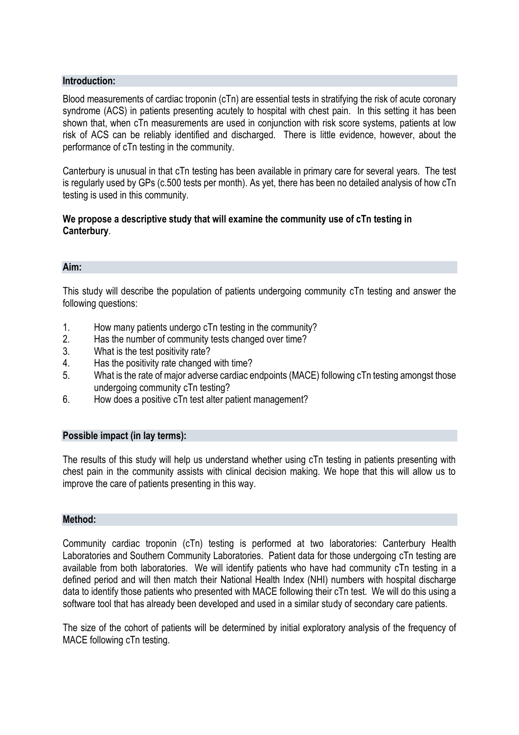## Introduction:

Blood measurements of cardiac troponin (cTn) are essential tests in stratifying the risk of acute coronary syndrome (ACS) in patients presenting acutely to hospital with chest pain. In this setting it has been shown that, when cTn measurements are used in conjunction with risk score systems, patients at low risk of ACS can be reliably identified and discharged. There is little evidence, however, about the performance of cTn testing in the community.

Canterbury is unusual in that cTn testing has been available in primary care for several years. The test is regularly used by GPs (c.500 tests per month). As yet, there has been no detailed analysis of how cTn testing is used in this community.

**We propose a descriptive study that will examine the community use of cTn testing in Canterbury**.

## Aim:

This study will describe the population of patients undergoing community cTn testing and answer the following questions:

1. How many patients undergo cTn testing in the community?
2. Has the number of community tests changed over time?
3. What is the test positivity rate?
4. Has the positivity rate changed with time?
5. What is the rate of major adverse cardiac endpoints (MACE) following cTn testing amongst those undergoing community cTn testing?
6. How does a positive cTn test alter patient management?

## Possible impact (in lay terms):

The results of this study will help us understand whether using cTn testing in patients presenting with chest pain in the community assists with clinical decision making. We hope that this will allow us to improve the care of patients presenting in this way.

## Method:

Community cardiac troponin (cTn) testing is performed at two laboratories: Canterbury Health Laboratories and Southern Community Laboratories. Patient data for those undergoing cTn testing are available from both laboratories. We will identify patients who have had community cTn testing in a defined period and will then match their National Health Index (NHI) numbers with hospital discharge data to identify those patients who presented with MACE following their cTn test. We will do this using a software tool that has already been developed and used in a similar study of secondary care patients.

The size of the cohort of patients will be determined by initial exploratory analysis of the frequency of MACE following cTn testing.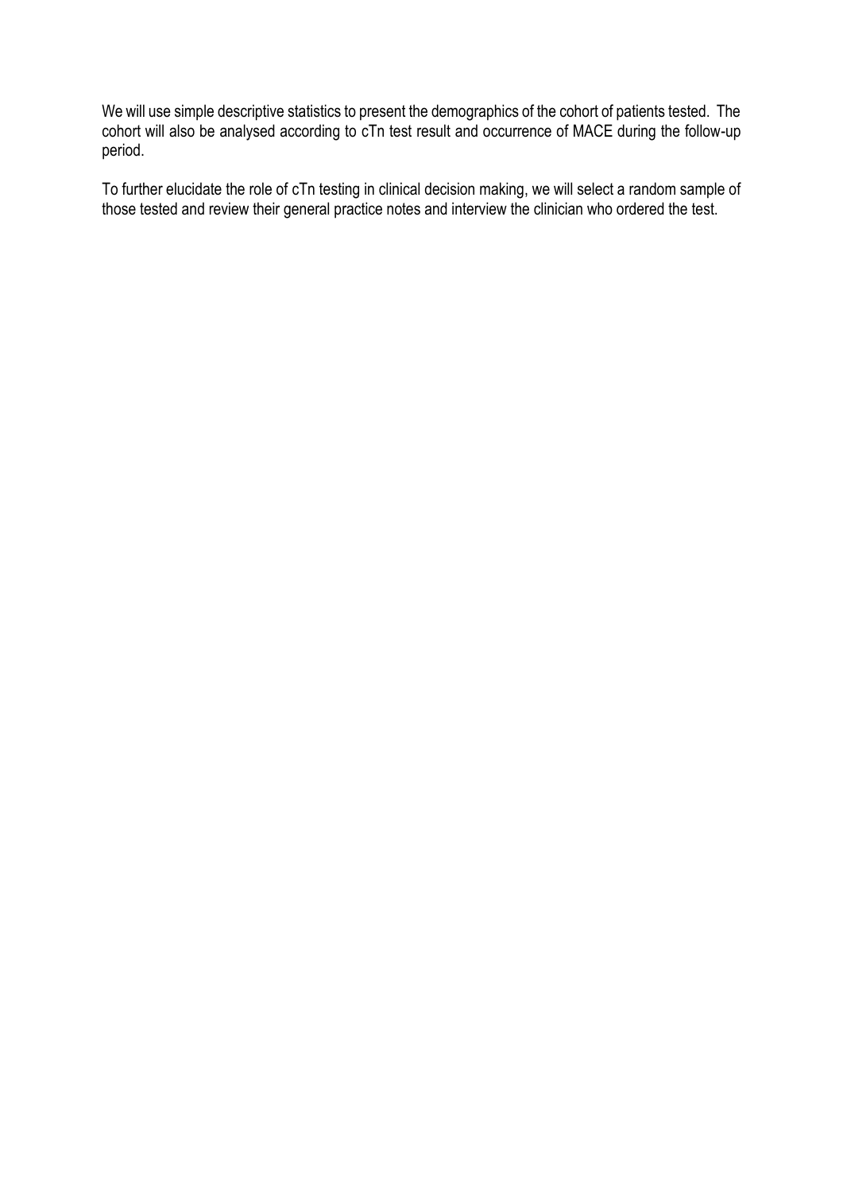We will use simple descriptive statistics to present the demographics of the cohort of patients tested. The cohort will also be analysed according to cTn test result and occurrence of MACE during the follow-up period.

To further elucidate the role of cTn testing in clinical decision making, we will select a random sample of those tested and review their general practice notes and interview the clinician who ordered the test.